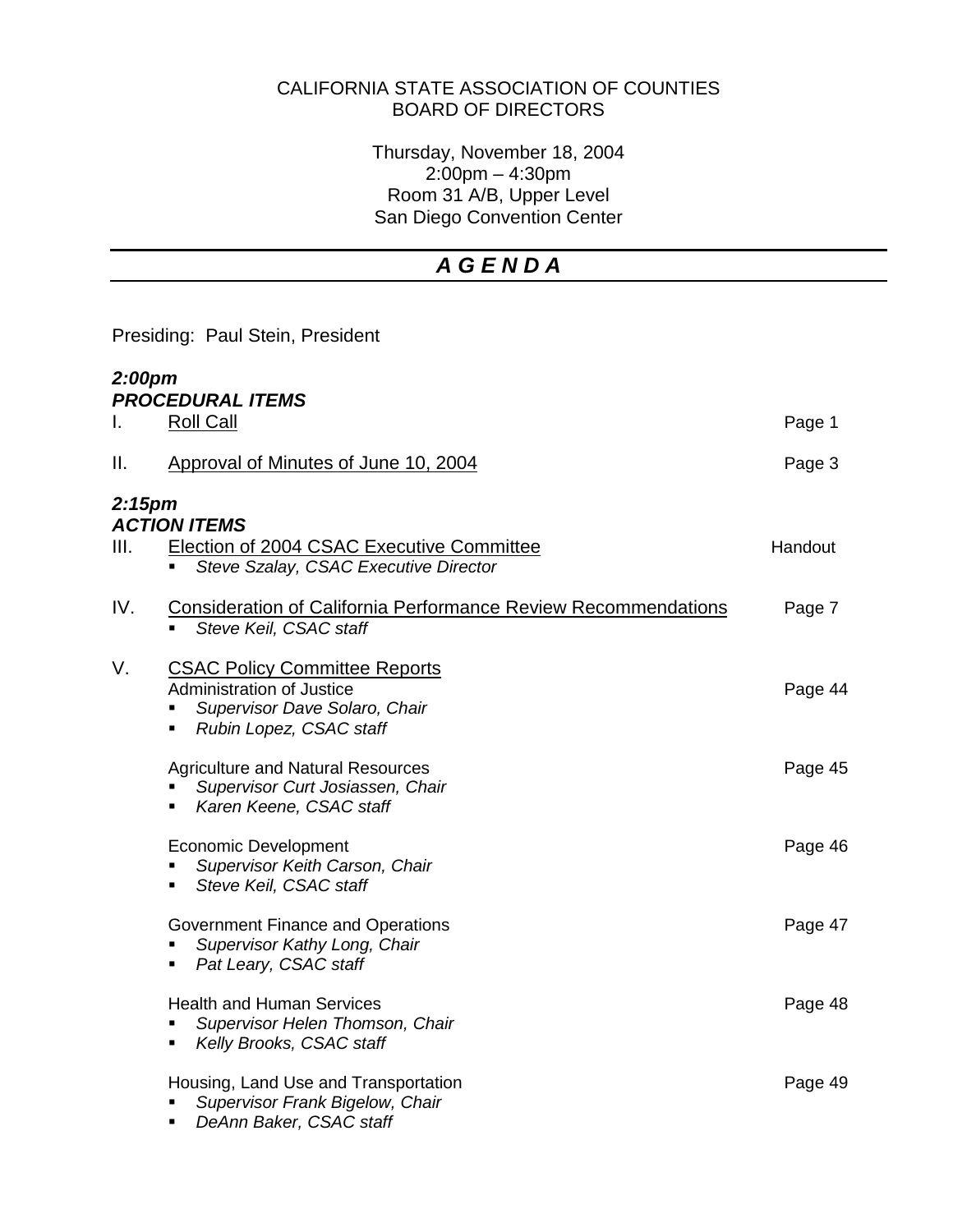CALIFORNIA STATE ASSOCIATION OF COUNTIES
BOARD OF DIRECTORS

Thursday, November 18, 2004
2:00pm – 4:30pm
Room 31 A/B, Upper Level
San Diego Convention Center

# *A G E N D A*

Presiding: Paul Stein, President

***2:00pm***
***PROCEDURAL ITEMS***

I. Roll Call — Page 1

II. Approval of Minutes of June 10, 2004 — Page 3

***2:15pm***
***ACTION ITEMS***

III. Election of 2004 CSAC Executive Committee — Handout
- *Steve Szalay, CSAC Executive Director*

IV. Consideration of California Performance Review Recommendations — Page 7
- *Steve Keil, CSAC staff*

V. CSAC Policy Committee Reports

Administration of Justice — Page 44
- *Supervisor Dave Solaro, Chair*
- *Rubin Lopez, CSAC staff*

Agriculture and Natural Resources — Page 45
- *Supervisor Curt Josiassen, Chair*
- *Karen Keene, CSAC staff*

Economic Development — Page 46
- *Supervisor Keith Carson, Chair*
- *Steve Keil, CSAC staff*

Government Finance and Operations — Page 47
- *Supervisor Kathy Long, Chair*
- *Pat Leary, CSAC staff*

Health and Human Services — Page 48
- *Supervisor Helen Thomson, Chair*
- *Kelly Brooks, CSAC staff*

Housing, Land Use and Transportation — Page 49
- *Supervisor Frank Bigelow, Chair*
- *DeAnn Baker, CSAC staff*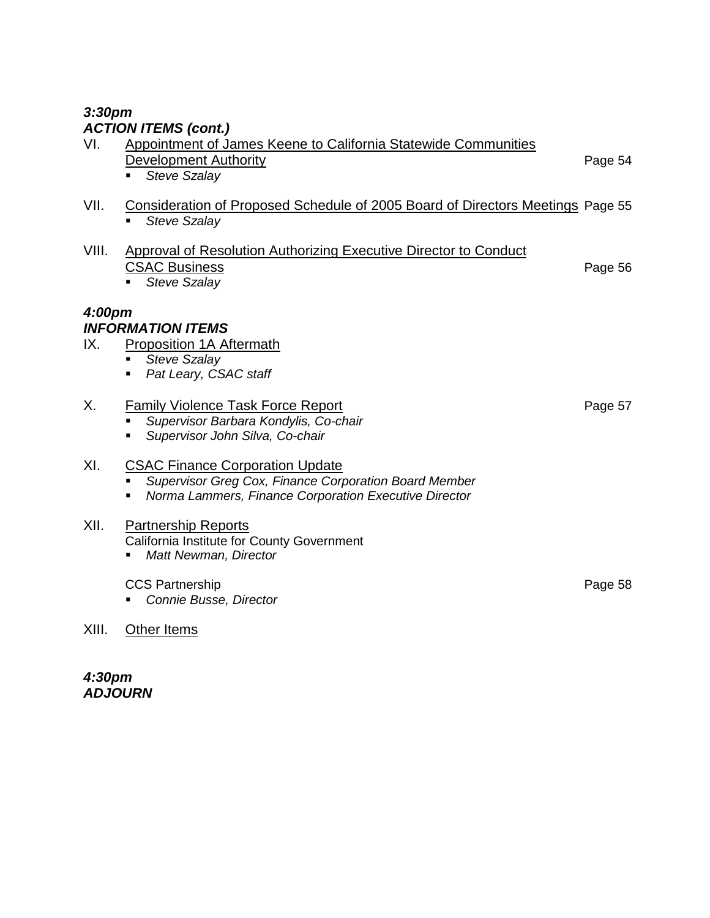***3:30pm***
***ACTION ITEMS (cont.)***

VI. Appointment of James Keene to California Statewide Communities Development Authority — Page 54
- *Steve Szalay*

VII. Consideration of Proposed Schedule of 2005 Board of Directors Meetings — Page 55
- *Steve Szalay*

VIII. Approval of Resolution Authorizing Executive Director to Conduct CSAC Business — Page 56
- *Steve Szalay*

***4:00pm***
***INFORMATION ITEMS***

IX. Proposition 1A Aftermath
- *Steve Szalay*
- *Pat Leary, CSAC staff*

X. Family Violence Task Force Report — Page 57
- *Supervisor Barbara Kondylis, Co-chair*
- *Supervisor John Silva, Co-chair*

XI. CSAC Finance Corporation Update
- *Supervisor Greg Cox, Finance Corporation Board Member*
- *Norma Lammers, Finance Corporation Executive Director*

XII. Partnership Reports

California Institute for County Government
- *Matt Newman, Director*

CCS Partnership — Page 58
- *Connie Busse, Director*

XIII. Other Items

***4:30pm***
***ADJOURN***